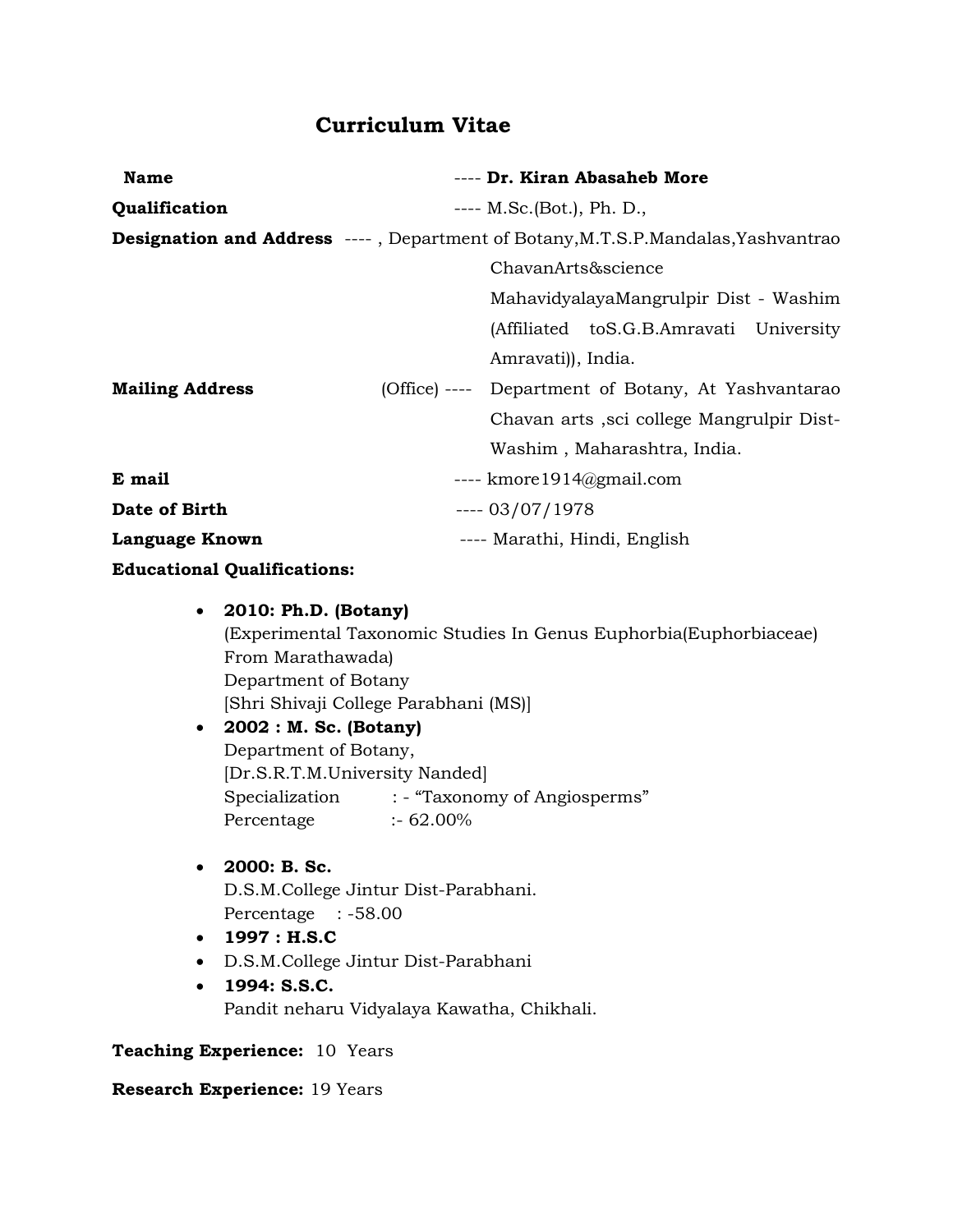# Curriculum Vitae

**Name** ---- **Dr. Kiran Abasaheb More**

**Qualification** ---- M.Sc.(Bot.), Ph. D.,

**Designation and Address** ---- , Department of Botany,M.T.S.P.Mandalas,Yashvantrao ChavanArts&science MahavidyalayaMangrulpir Dist - Washim (Affiliated toS.G.B.Amravati University Amravati)), India.

**Mailing Address** (Office) ---- Department of Botany, At Yashvantarao Chavan arts ,sci college Mangrulpir Dist-Washim , Maharashtra, India.

**E mail** ---- kmore1914@gmail.com

**Date of Birth** ---- 03/07/1978

**Language Known** ---- Marathi, Hindi, English

**Educational Qualifications:**

- **2010: Ph.D. (Botany)**
  (Experimental Taxonomic Studies In Genus Euphorbia(Euphorbiaceae) From Marathawada)
  Department of Botany
  [Shri Shivaji College Parabhani (MS)]
- **2002 : M. Sc. (Botany)**
  Department of Botany,
  [Dr.S.R.T.M.University Nanded]
  Specialization : - "Taxonomy of Angiosperms"
  Percentage :- 62.00%

- **2000: B. Sc.**
  D.S.M.College Jintur Dist-Parabhani.
  Percentage : -58.00
- **1997 : H.S.C**
- D.S.M.College Jintur Dist-Parabhani
- **1994: S.S.C.**
  Pandit neharu Vidyalaya Kawatha, Chikhali.

**Teaching Experience:** 10 Years

**Research Experience:** 19 Years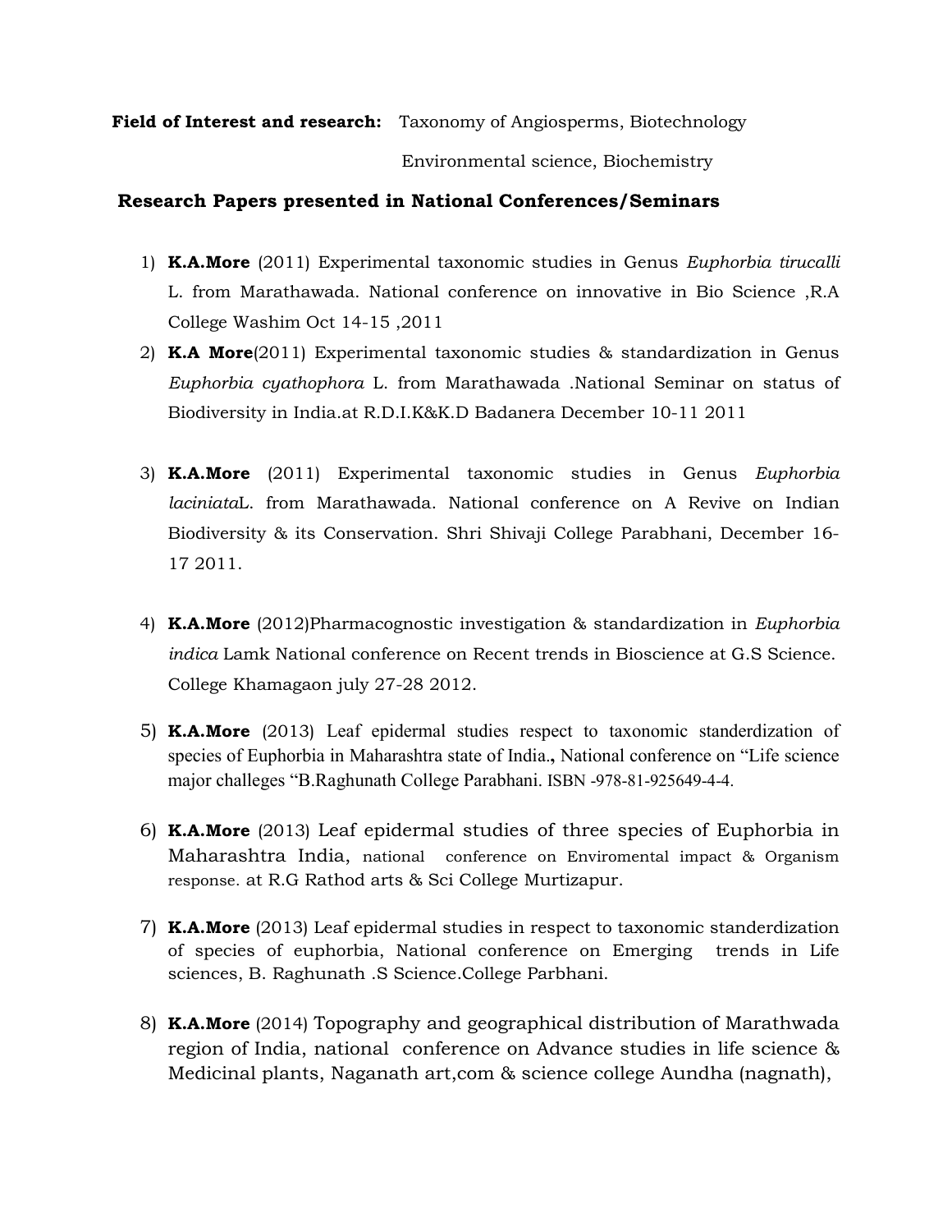**Field of Interest and research:** Taxonomy of Angiosperms, Biotechnology
Environmental science, Biochemistry

## Research Papers presented in National Conferences/Seminars

1) **K.A.More** (2011) Experimental taxonomic studies in Genus *Euphorbia tirucalli* L. from Marathawada. National conference on innovative in Bio Science ,R.A College Washim Oct 14-15 ,2011
2) **K.A More**(2011) Experimental taxonomic studies & standardization in Genus *Euphorbia cyathophora* L. from Marathawada .National Seminar on status of Biodiversity in India.at R.D.I.K&K.D Badanera December 10-11 2011
3) **K.A.More** (2011) Experimental taxonomic studies in Genus *Euphorbia laciniata*L. from Marathawada. National conference on A Revive on Indian Biodiversity & its Conservation. Shri Shivaji College Parabhani, December 16-17 2011.
4) **K.A.More** (2012)Pharmacognostic investigation & standardization in *Euphorbia indica* Lamk National conference on Recent trends in Bioscience at G.S Science. College Khamagaon july 27-28 2012.
5) **K.A.More** (2013) Leaf epidermal studies respect to taxonomic standerdization of species of Euphorbia in Maharashtra state of India.**,** National conference on "Life science major challeges "B.Raghunath College Parabhani. ISBN -978-81-925649-4-4.
6) **K.A.More** (2013) Leaf epidermal studies of three species of Euphorbia in Maharashtra India, national conference on Enviromental impact & Organism response. at R.G Rathod arts & Sci College Murtizapur.
7) **K.A.More** (2013) Leaf epidermal studies in respect to taxonomic standerdization of species of euphorbia, National conference on Emerging trends in Life sciences, B. Raghunath .S Science.College Parbhani.
8) **K.A.More** (2014) Topography and geographical distribution of Marathwada region of India, national conference on Advance studies in life science & Medicinal plants, Naganath art,com & science college Aundha (nagnath),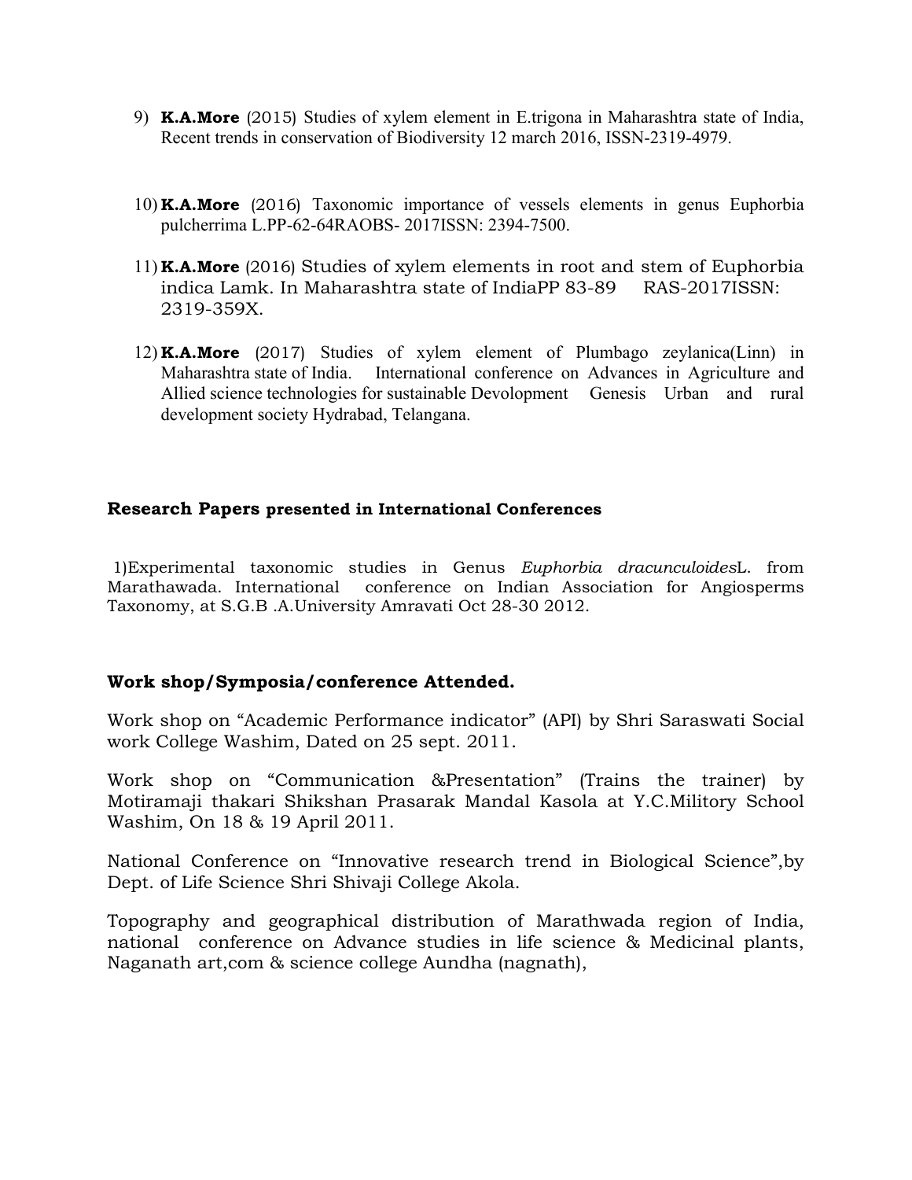9) **K.A.More** (2015) Studies of xylem element in E.trigona in Maharashtra state of India, Recent trends in conservation of Biodiversity 12 march 2016, ISSN-2319-4979.

10) **K.A.More** (2016) Taxonomic importance of vessels elements in genus Euphorbia pulcherrima L.PP-62-64RAOBS- 2017ISSN: 2394-7500.

11) **K.A.More** (2016) Studies of xylem elements in root and stem of Euphorbia indica Lamk. In Maharashtra state of IndiaPP 83-89 RAS-2017ISSN: 2319-359X.

12) **K.A.More** (2017) Studies of xylem element of Plumbago zeylanica(Linn) in Maharashtra state of India. International conference on Advances in Agriculture and Allied science technologies for sustainable Devolopment Genesis Urban and rural development society Hydrabad, Telangana.

### Research Papers presented in International Conferences

1)Experimental taxonomic studies in Genus *Euphorbia dracunculoides*L. from Marathawada. International conference on Indian Association for Angiosperms Taxonomy, at S.G.B .A.University Amravati Oct 28-30 2012.

### Work shop/Symposia/conference Attended.

Work shop on "Academic Performance indicator" (API) by Shri Saraswati Social work College Washim, Dated on 25 sept. 2011.

Work shop on "Communication &Presentation" (Trains the trainer) by Motiramaji thakari Shikshan Prasarak Mandal Kasola at Y.C.Militory School Washim, On 18 & 19 April 2011.

National Conference on "Innovative research trend in Biological Science",by Dept. of Life Science Shri Shivaji College Akola.

Topography and geographical distribution of Marathwada region of India, national conference on Advance studies in life science & Medicinal plants, Naganath art,com & science college Aundha (nagnath),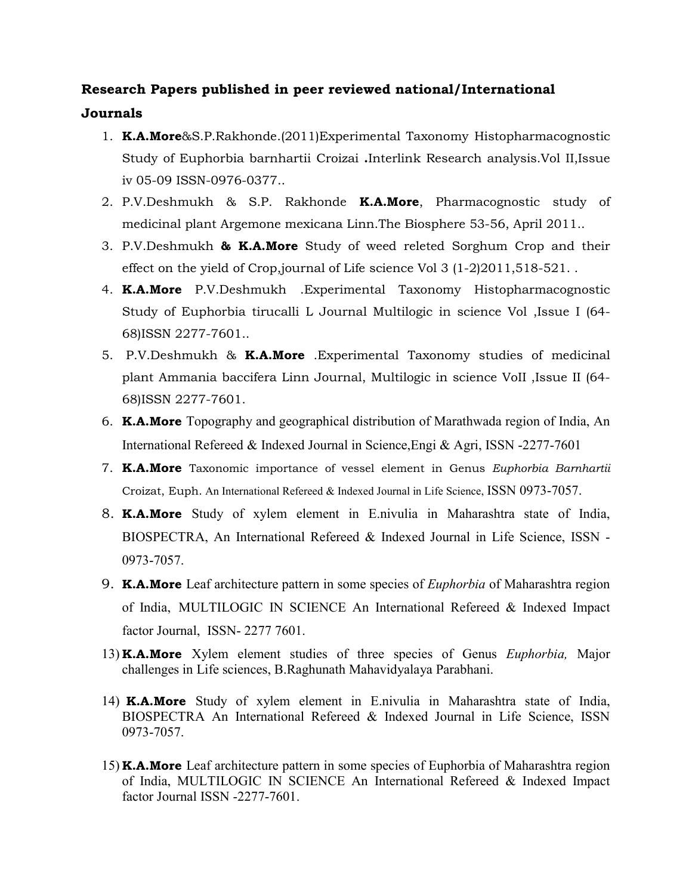**Research Papers published in peer reviewed national/International Journals**

1. **K.A.More**&S.P.Rakhonde.(2011)Experimental Taxonomy Histopharmacognostic Study of Euphorbia barnhartii Croizai **.**Interlink Research analysis.Vol II,Issue iv 05-09 ISSN-0976-0377..
2. P.V.Deshmukh & S.P. Rakhonde **K.A.More**, Pharmacognostic study of medicinal plant Argemone mexicana Linn.The Biosphere 53-56, April 2011..
3. P.V.Deshmukh **& K.A.More** Study of weed releted Sorghum Crop and their effect on the yield of Crop,journal of Life science Vol 3 (1-2)2011,518-521. .
4. **K.A.More** P.V.Deshmukh .Experimental Taxonomy Histopharmacognostic Study of Euphorbia tirucalli L Journal Multilogic in science Vol ,Issue I (64-68)ISSN 2277-7601..
5. P.V.Deshmukh & **K.A.More** .Experimental Taxonomy studies of medicinal plant Ammania baccifera Linn Journal, Multilogic in science VoII ,Issue II (64-68)ISSN 2277-7601.
6. **K.A.More** Topography and geographical distribution of Marathwada region of India, An International Refereed & Indexed Journal in Science,Engi & Agri, ISSN -2277-7601
7. **K.A.More** Taxonomic importance of vessel element in Genus *Euphorbia Barnhartii* Croizat, Euph. An International Refereed & Indexed Journal in Life Science, ISSN 0973-7057.
8. **K.A.More** Study of xylem element in E.nivulia in Maharashtra state of India, BIOSPECTRA, An International Refereed & Indexed Journal in Life Science, ISSN -0973-7057.
9. **K.A.More** Leaf architecture pattern in some species of *Euphorbia* of Maharashtra region of India, MULTILOGIC IN SCIENCE An International Refereed & Indexed Impact factor Journal, ISSN- 2277 7601.

13) **K.A.More** Xylem element studies of three species of Genus *Euphorbia,* Major challenges in Life sciences, B.Raghunath Mahavidyalaya Parabhani.

14) **K.A.More** Study of xylem element in E.nivulia in Maharashtra state of India, BIOSPECTRA An International Refereed & Indexed Journal in Life Science, ISSN 0973-7057.

15) **K.A.More** Leaf architecture pattern in some species of Euphorbia of Maharashtra region of India, MULTILOGIC IN SCIENCE An International Refereed & Indexed Impact factor Journal ISSN -2277-7601.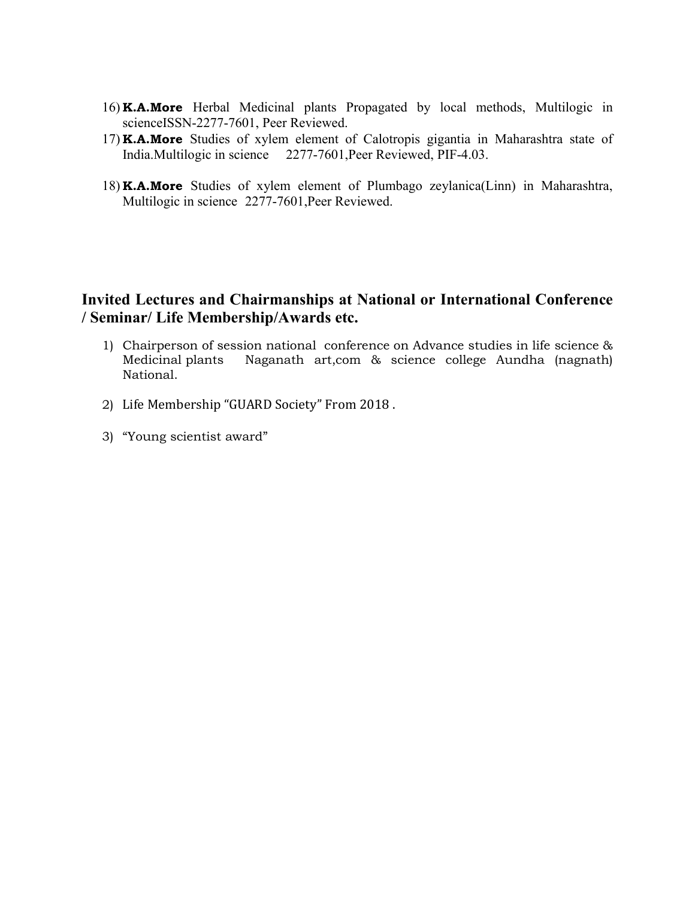16) **K.A.More** Herbal Medicinal plants Propagated by local methods, Multilogic in scienceISSN-2277-7601, Peer Reviewed.
17) **K.A.More** Studies of xylem element of Calotropis gigantia in Maharashtra state of India.Multilogic in science 2277-7601,Peer Reviewed, PIF-4.03.
18) **K.A.More** Studies of xylem element of Plumbago zeylanica(Linn) in Maharashtra, Multilogic in science 2277-7601,Peer Reviewed.

## Invited Lectures and Chairmanships at National or International Conference / Seminar/ Life Membership/Awards etc.

1) Chairperson of session national conference on Advance studies in life science & Medicinal plants Naganath art,com & science college Aundha (nagnath) National.
2) Life Membership "GUARD Society" From 2018 .
3) "Young scientist award"